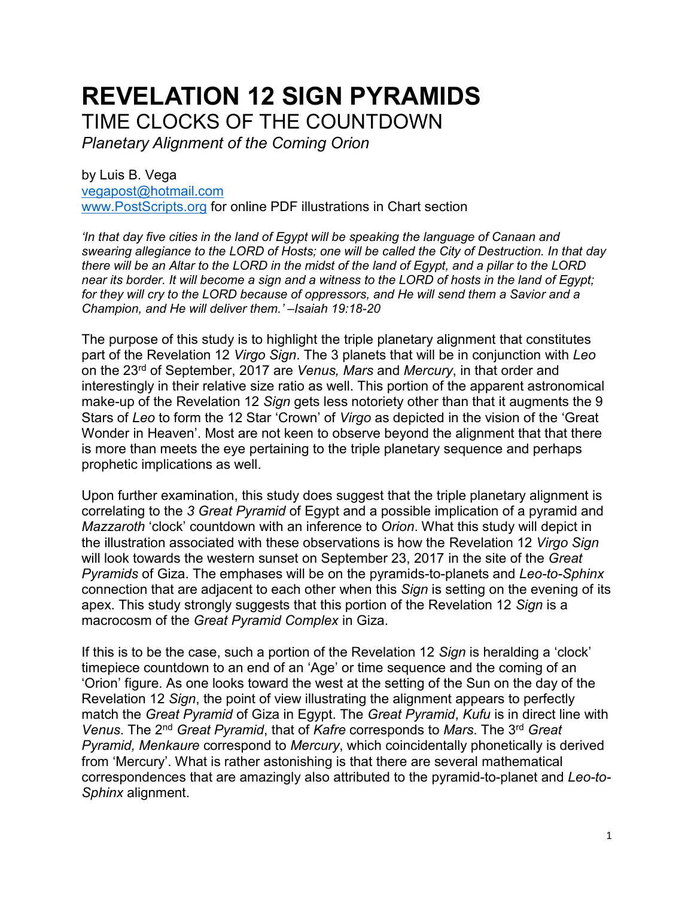# REVELATION 12 SIGN PYRAMIDS

## TIME CLOCKS OF THE COUNTDOWN

*Planetary Alignment of the Coming Orion*

by Luis B. Vega
vegapost@hotmail.com
www.PostScripts.org for online PDF illustrations in Chart section

*'In that day five cities in the land of Egypt will be speaking the language of Canaan and swearing allegiance to the LORD of Hosts; one will be called the City of Destruction. In that day there will be an Altar to the LORD in the midst of the land of Egypt, and a pillar to the LORD near its border. It will become a sign and a witness to the LORD of hosts in the land of Egypt; for they will cry to the LORD because of oppressors, and He will send them a Savior and a Champion, and He will deliver them.' –Isaiah 19:18-20*

The purpose of this study is to highlight the triple planetary alignment that constitutes part of the Revelation 12 *Virgo Sign*. The 3 planets that will be in conjunction with *Leo* on the 23rd of September, 2017 are *Venus, Mars* and *Mercury*, in that order and interestingly in their relative size ratio as well. This portion of the apparent astronomical make-up of the Revelation 12 *Sign* gets less notoriety other than that it augments the 9 Stars of *Leo* to form the 12 Star 'Crown' of *Virgo* as depicted in the vision of the 'Great Wonder in Heaven'. Most are not keen to observe beyond the alignment that that there is more than meets the eye pertaining to the triple planetary sequence and perhaps prophetic implications as well.

Upon further examination, this study does suggest that the triple planetary alignment is correlating to the *3 Great Pyramid* of Egypt and a possible implication of a pyramid and *Mazzaroth* 'clock' countdown with an inference to *Orion*. What this study will depict in the illustration associated with these observations is how the Revelation 12 *Virgo Sign* will look towards the western sunset on September 23, 2017 in the site of the *Great Pyramids* of Giza. The emphases will be on the pyramids-to-planets and *Leo-to-Sphinx* connection that are adjacent to each other when this *Sign* is setting on the evening of its apex. This study strongly suggests that this portion of the Revelation 12 *Sign* is a macrocosm of the *Great Pyramid Complex* in Giza.

If this is to be the case, such a portion of the Revelation 12 *Sign* is heralding a 'clock' timepiece countdown to an end of an 'Age' or time sequence and the coming of an 'Orion' figure. As one looks toward the west at the setting of the Sun on the day of the Revelation 12 *Sign*, the point of view illustrating the alignment appears to perfectly match the *Great Pyramid* of Giza in Egypt. The *Great Pyramid*, *Kufu* is in direct line with *Venus*. The 2nd *Great Pyramid*, that of *Kafre* corresponds to *Mars*. The 3rd *Great Pyramid, Menkaure* correspond to *Mercury*, which coincidentally phonetically is derived from 'Mercury'. What is rather astonishing is that there are several mathematical correspondences that are amazingly also attributed to the pyramid-to-planet and *Leo-to-Sphinx* alignment.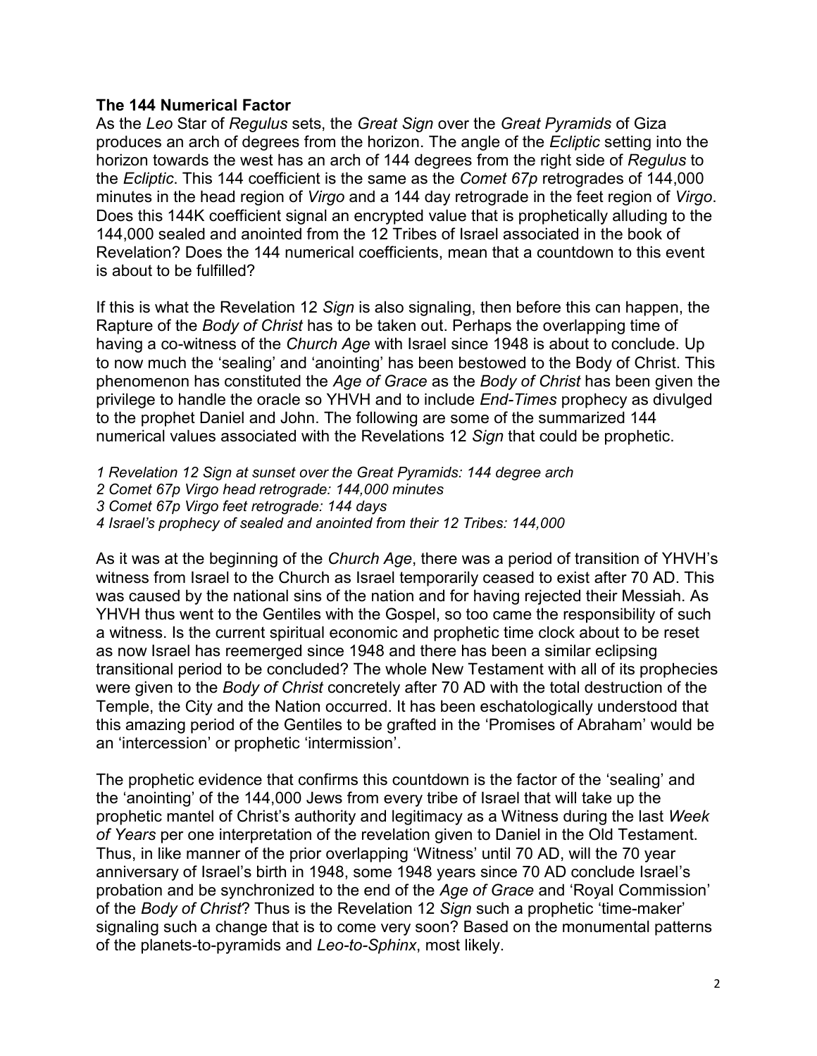**The 144 Numerical Factor**

As the *Leo* Star of *Regulus* sets, the *Great Sign* over the *Great Pyramids* of Giza produces an arch of degrees from the horizon. The angle of the *Ecliptic* setting into the horizon towards the west has an arch of 144 degrees from the right side of *Regulus* to the *Ecliptic*. This 144 coefficient is the same as the *Comet 67p* retrogrades of 144,000 minutes in the head region of *Virgo* and a 144 day retrograde in the feet region of *Virgo*. Does this 144K coefficient signal an encrypted value that is prophetically alluding to the 144,000 sealed and anointed from the 12 Tribes of Israel associated in the book of Revelation? Does the 144 numerical coefficients, mean that a countdown to this event is about to be fulfilled?

If this is what the Revelation 12 *Sign* is also signaling, then before this can happen, the Rapture of the *Body of Christ* has to be taken out. Perhaps the overlapping time of having a co-witness of the *Church Age* with Israel since 1948 is about to conclude. Up to now much the 'sealing' and 'anointing' has been bestowed to the Body of Christ. This phenomenon has constituted the *Age of Grace* as the *Body of Christ* has been given the privilege to handle the oracle so YHVH and to include *End-Times* prophecy as divulged to the prophet Daniel and John. The following are some of the summarized 144 numerical values associated with the Revelations 12 *Sign* that could be prophetic.

*1 Revelation 12 Sign at sunset over the Great Pyramids: 144 degree arch*
*2 Comet 67p Virgo head retrograde: 144,000 minutes*
*3 Comet 67p Virgo feet retrograde: 144 days*
*4 Israel's prophecy of sealed and anointed from their 12 Tribes: 144,000*

As it was at the beginning of the *Church Age*, there was a period of transition of YHVH's witness from Israel to the Church as Israel temporarily ceased to exist after 70 AD. This was caused by the national sins of the nation and for having rejected their Messiah. As YHVH thus went to the Gentiles with the Gospel, so too came the responsibility of such a witness. Is the current spiritual economic and prophetic time clock about to be reset as now Israel has reemerged since 1948 and there has been a similar eclipsing transitional period to be concluded? The whole New Testament with all of its prophecies were given to the *Body of Christ* concretely after 70 AD with the total destruction of the Temple, the City and the Nation occurred. It has been eschatologically understood that this amazing period of the Gentiles to be grafted in the 'Promises of Abraham' would be an 'intercession' or prophetic 'intermission'.

The prophetic evidence that confirms this countdown is the factor of the 'sealing' and the 'anointing' of the 144,000 Jews from every tribe of Israel that will take up the prophetic mantel of Christ's authority and legitimacy as a Witness during the last *Week of Years* per one interpretation of the revelation given to Daniel in the Old Testament. Thus, in like manner of the prior overlapping 'Witness' until 70 AD, will the 70 year anniversary of Israel's birth in 1948, some 1948 years since 70 AD conclude Israel's probation and be synchronized to the end of the *Age of Grace* and 'Royal Commission' of the *Body of Christ*? Thus is the Revelation 12 *Sign* such a prophetic 'time-maker' signaling such a change that is to come very soon? Based on the monumental patterns of the planets-to-pyramids and *Leo-to-Sphinx*, most likely.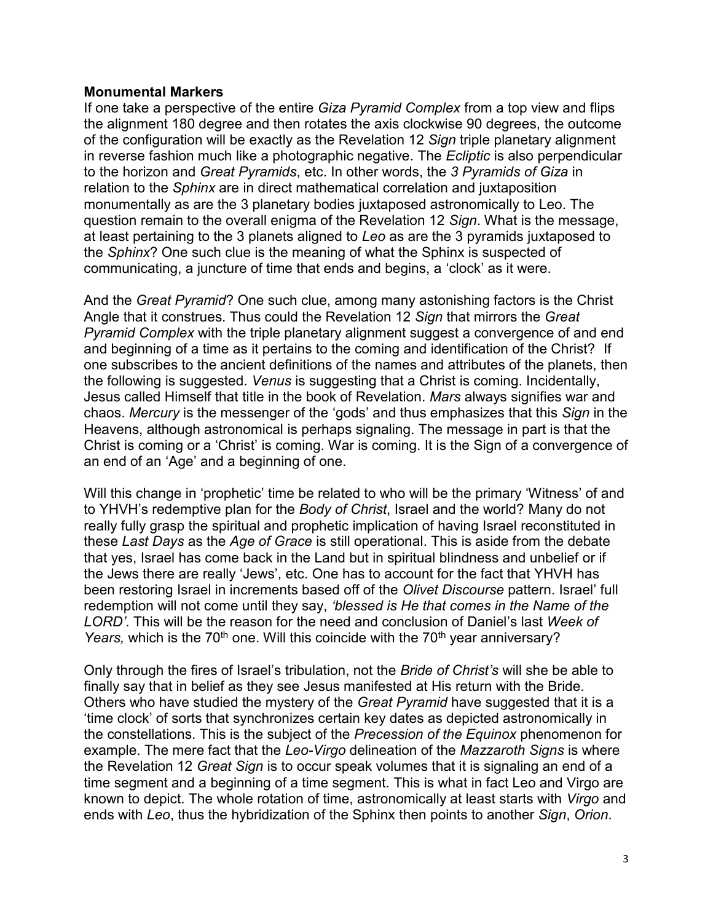**Monumental Markers**

If one take a perspective of the entire *Giza Pyramid Complex* from a top view and flips the alignment 180 degree and then rotates the axis clockwise 90 degrees, the outcome of the configuration will be exactly as the Revelation 12 *Sign* triple planetary alignment in reverse fashion much like a photographic negative. The *Ecliptic* is also perpendicular to the horizon and *Great Pyramids*, etc. In other words, the *3 Pyramids of Giza* in relation to the *Sphinx* are in direct mathematical correlation and juxtaposition monumentally as are the 3 planetary bodies juxtaposed astronomically to Leo. The question remain to the overall enigma of the Revelation 12 *Sign*. What is the message, at least pertaining to the 3 planets aligned to *Leo* as are the 3 pyramids juxtaposed to the *Sphinx*? One such clue is the meaning of what the Sphinx is suspected of communicating, a juncture of time that ends and begins, a 'clock' as it were.

And the *Great Pyramid*? One such clue, among many astonishing factors is the Christ Angle that it construes. Thus could the Revelation 12 *Sign* that mirrors the *Great Pyramid Complex* with the triple planetary alignment suggest a convergence of and end and beginning of a time as it pertains to the coming and identification of the Christ? If one subscribes to the ancient definitions of the names and attributes of the planets, then the following is suggested. *Venus* is suggesting that a Christ is coming. Incidentally, Jesus called Himself that title in the book of Revelation. *Mars* always signifies war and chaos. *Mercury* is the messenger of the 'gods' and thus emphasizes that this *Sign* in the Heavens, although astronomical is perhaps signaling. The message in part is that the Christ is coming or a 'Christ' is coming. War is coming. It is the Sign of a convergence of an end of an 'Age' and a beginning of one.

Will this change in 'prophetic' time be related to who will be the primary 'Witness' of and to YHVH's redemptive plan for the *Body of Christ*, Israel and the world? Many do not really fully grasp the spiritual and prophetic implication of having Israel reconstituted in these *Last Days* as the *Age of Grace* is still operational. This is aside from the debate that yes, Israel has come back in the Land but in spiritual blindness and unbelief or if the Jews there are really 'Jews', etc. One has to account for the fact that YHVH has been restoring Israel in increments based off of the *Olivet Discourse* pattern. Israel' full redemption will not come until they say, *'blessed is He that comes in the Name of the LORD'*. This will be the reason for the need and conclusion of Daniel's last *Week of Years,* which is the 70th one. Will this coincide with the 70th year anniversary?

Only through the fires of Israel's tribulation, not the *Bride of Christ's* will she be able to finally say that in belief as they see Jesus manifested at His return with the Bride. Others who have studied the mystery of the *Great Pyramid* have suggested that it is a 'time clock' of sorts that synchronizes certain key dates as depicted astronomically in the constellations. This is the subject of the *Precession of the Equinox* phenomenon for example. The mere fact that the *Leo-Virgo* delineation of the *Mazzaroth Signs* is where the Revelation 12 *Great Sign* is to occur speak volumes that it is signaling an end of a time segment and a beginning of a time segment. This is what in fact Leo and Virgo are known to depict. The whole rotation of time, astronomically at least starts with *Virgo* and ends with *Leo*, thus the hybridization of the Sphinx then points to another *Sign*, *Orion*.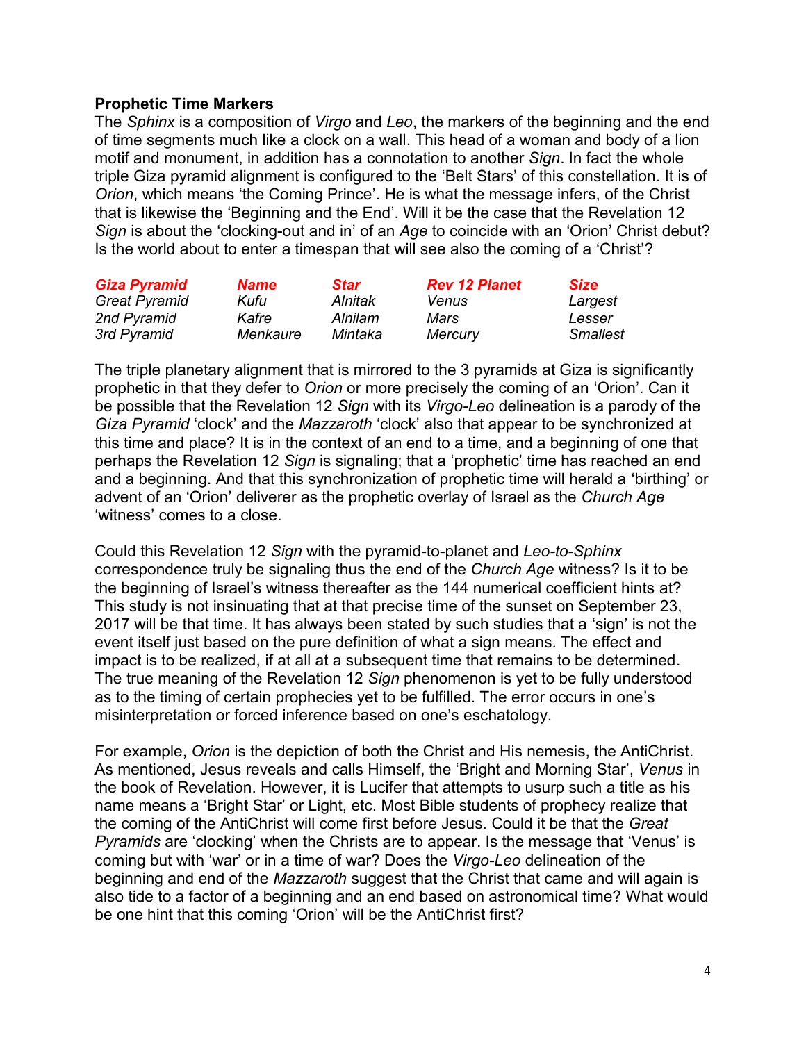**Prophetic Time Markers**

The *Sphinx* is a composition of *Virgo* and *Leo*, the markers of the beginning and the end of time segments much like a clock on a wall. This head of a woman and body of a lion motif and monument, in addition has a connotation to another *Sign*. In fact the whole triple Giza pyramid alignment is configured to the 'Belt Stars' of this constellation. It is of *Orion*, which means 'the Coming Prince'. He is what the message infers, of the Christ that is likewise the 'Beginning and the End'. Will it be the case that the Revelation 12 *Sign* is about the 'clocking-out and in' of an *Age* to coincide with an 'Orion' Christ debut? Is the world about to enter a timespan that will see also the coming of a 'Christ'?

| ***Giza Pyramid*** | ***Name*** | ***Star*** | ***Rev 12 Planet*** | ***Size*** |
|---|---|---|---|---|
| *Great Pyramid* | *Kufu* | *Alnitak* | *Venus* | *Largest* |
| *2nd Pyramid* | *Kafre* | *Alnilam* | *Mars* | *Lesser* |
| *3rd Pyramid* | *Menkaure* | *Mintaka* | *Mercury* | *Smallest* |

The triple planetary alignment that is mirrored to the 3 pyramids at Giza is significantly prophetic in that they defer to *Orion* or more precisely the coming of an 'Orion'. Can it be possible that the Revelation 12 *Sign* with its *Virgo-Leo* delineation is a parody of the *Giza Pyramid* 'clock' and the *Mazzaroth* 'clock' also that appear to be synchronized at this time and place? It is in the context of an end to a time, and a beginning of one that perhaps the Revelation 12 *Sign* is signaling; that a 'prophetic' time has reached an end and a beginning. And that this synchronization of prophetic time will herald a 'birthing' or advent of an 'Orion' deliverer as the prophetic overlay of Israel as the *Church Age* 'witness' comes to a close.

Could this Revelation 12 *Sign* with the pyramid-to-planet and *Leo-to-Sphinx* correspondence truly be signaling thus the end of the *Church Age* witness? Is it to be the beginning of Israel's witness thereafter as the 144 numerical coefficient hints at? This study is not insinuating that at that precise time of the sunset on September 23, 2017 will be that time. It has always been stated by such studies that a 'sign' is not the event itself just based on the pure definition of what a sign means. The effect and impact is to be realized, if at all at a subsequent time that remains to be determined. The true meaning of the Revelation 12 *Sign* phenomenon is yet to be fully understood as to the timing of certain prophecies yet to be fulfilled. The error occurs in one's misinterpretation or forced inference based on one's eschatology.

For example, *Orion* is the depiction of both the Christ and His nemesis, the AntiChrist. As mentioned, Jesus reveals and calls Himself, the 'Bright and Morning Star', *Venus* in the book of Revelation. However, it is Lucifer that attempts to usurp such a title as his name means a 'Bright Star' or Light, etc. Most Bible students of prophecy realize that the coming of the AntiChrist will come first before Jesus. Could it be that the *Great Pyramids* are 'clocking' when the Christs are to appear. Is the message that 'Venus' is coming but with 'war' or in a time of war? Does the *Virgo-Leo* delineation of the beginning and end of the *Mazzaroth* suggest that the Christ that came and will again is also tide to a factor of a beginning and an end based on astronomical time? What would be one hint that this coming 'Orion' will be the AntiChrist first?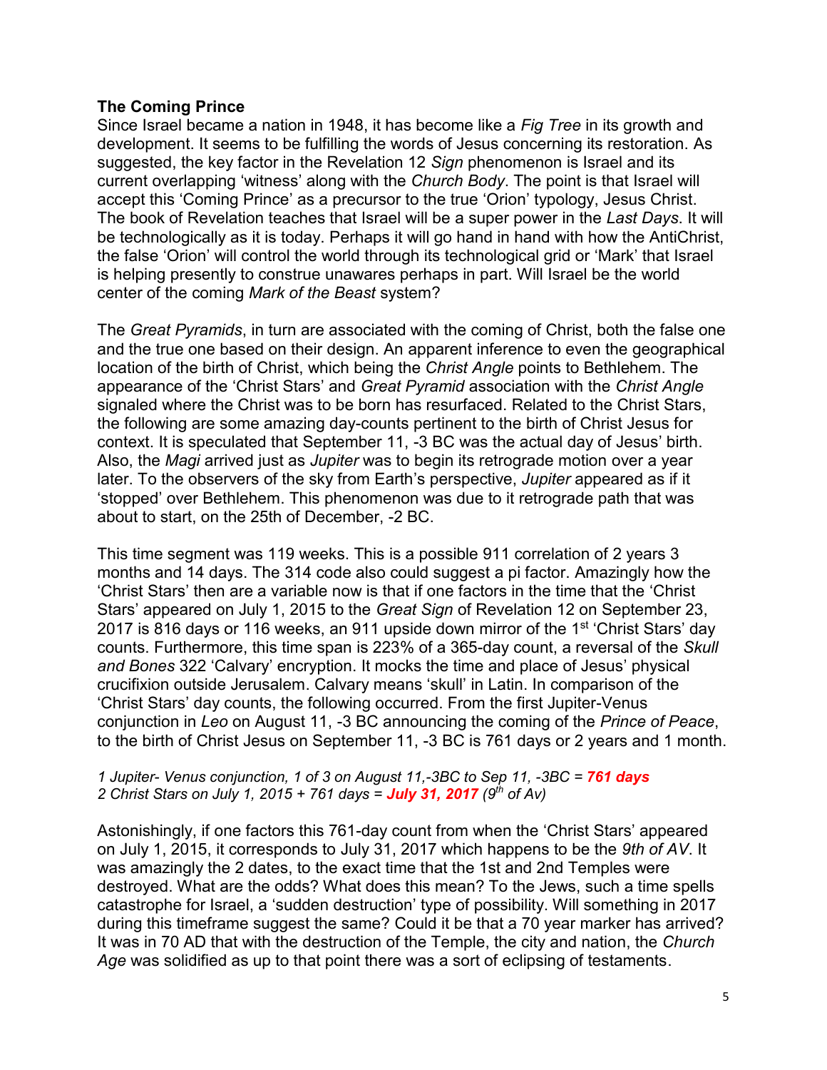**The Coming Prince**

Since Israel became a nation in 1948, it has become like a *Fig Tree* in its growth and development. It seems to be fulfilling the words of Jesus concerning its restoration. As suggested, the key factor in the Revelation 12 *Sign* phenomenon is Israel and its current overlapping 'witness' along with the *Church Body*. The point is that Israel will accept this 'Coming Prince' as a precursor to the true 'Orion' typology, Jesus Christ. The book of Revelation teaches that Israel will be a super power in the *Last Days*. It will be technologically as it is today. Perhaps it will go hand in hand with how the AntiChrist, the false 'Orion' will control the world through its technological grid or 'Mark' that Israel is helping presently to construe unawares perhaps in part. Will Israel be the world center of the coming *Mark of the Beast* system?

The *Great Pyramids*, in turn are associated with the coming of Christ, both the false one and the true one based on their design. An apparent inference to even the geographical location of the birth of Christ, which being the *Christ Angle* points to Bethlehem. The appearance of the 'Christ Stars' and *Great Pyramid* association with the *Christ Angle* signaled where the Christ was to be born has resurfaced. Related to the Christ Stars, the following are some amazing day-counts pertinent to the birth of Christ Jesus for context. It is speculated that September 11, -3 BC was the actual day of Jesus' birth. Also, the *Magi* arrived just as *Jupiter* was to begin its retrograde motion over a year later. To the observers of the sky from Earth's perspective, *Jupiter* appeared as if it 'stopped' over Bethlehem. This phenomenon was due to it retrograde path that was about to start, on the 25th of December, -2 BC.

This time segment was 119 weeks. This is a possible 911 correlation of 2 years 3 months and 14 days. The 314 code also could suggest a pi factor. Amazingly how the 'Christ Stars' then are a variable now is that if one factors in the time that the 'Christ Stars' appeared on July 1, 2015 to the *Great Sign* of Revelation 12 on September 23, 2017 is 816 days or 116 weeks, an 911 upside down mirror of the 1st 'Christ Stars' day counts. Furthermore, this time span is 223% of a 365-day count, a reversal of the *Skull and Bones* 322 'Calvary' encryption. It mocks the time and place of Jesus' physical crucifixion outside Jerusalem. Calvary means 'skull' in Latin. In comparison of the 'Christ Stars' day counts, the following occurred. From the first Jupiter-Venus conjunction in *Leo* on August 11, -3 BC announcing the coming of the *Prince of Peace*, to the birth of Christ Jesus on September 11, -3 BC is 761 days or 2 years and 1 month.

*1 Jupiter- Venus conjunction, 1 of 3 on August 11,-3BC to Sep 11, -3BC =* ***761 days***
*2 Christ Stars on July 1, 2015 + 761 days =* ***July 31, 2017*** *(9th of Av)*

Astonishingly, if one factors this 761-day count from when the 'Christ Stars' appeared on July 1, 2015, it corresponds to July 31, 2017 which happens to be the *9th of AV*. It was amazingly the 2 dates, to the exact time that the 1st and 2nd Temples were destroyed. What are the odds? What does this mean? To the Jews, such a time spells catastrophe for Israel, a 'sudden destruction' type of possibility. Will something in 2017 during this timeframe suggest the same? Could it be that a 70 year marker has arrived? It was in 70 AD that with the destruction of the Temple, the city and nation, the *Church Age* was solidified as up to that point there was a sort of eclipsing of testaments.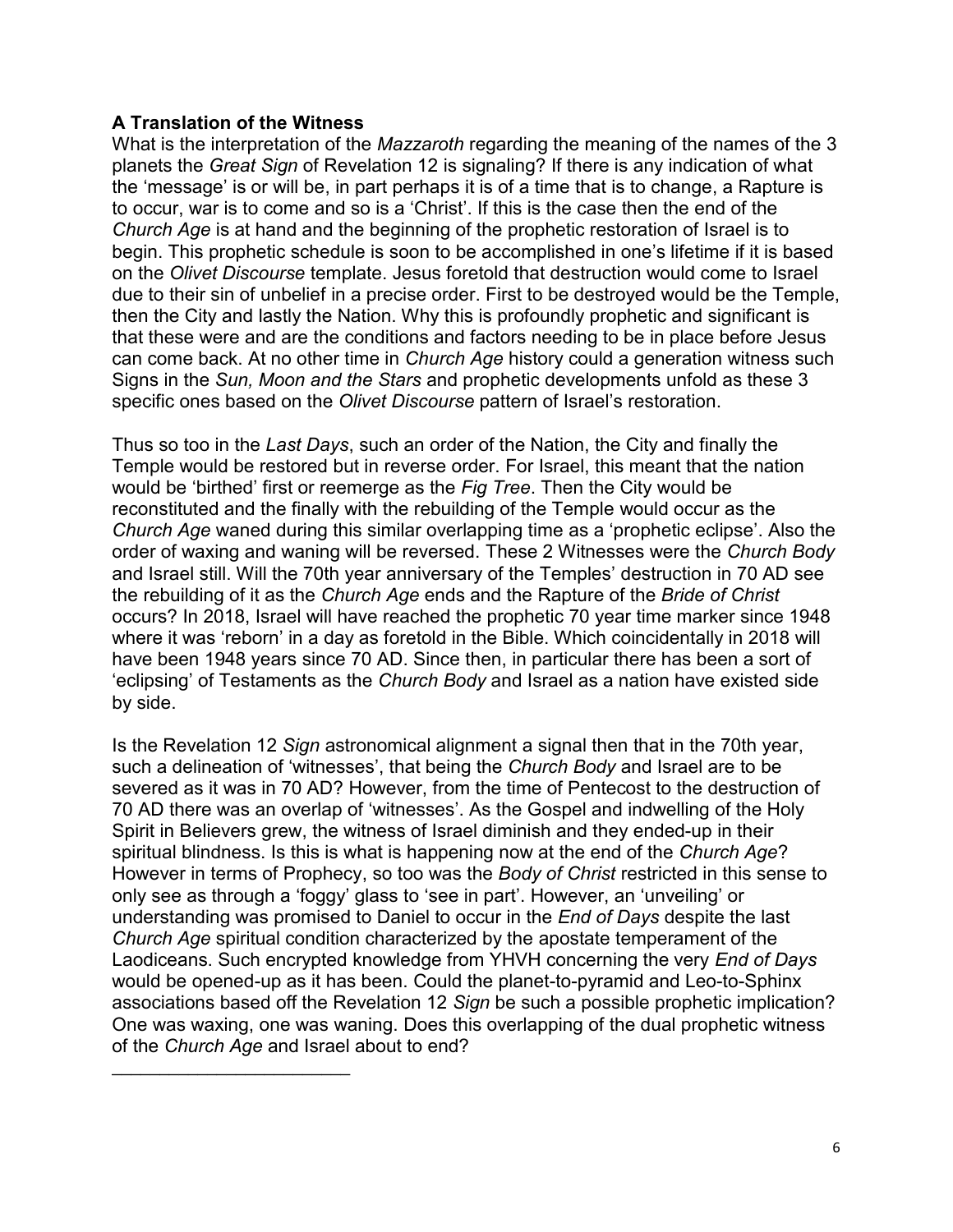**A Translation of the Witness**

What is the interpretation of the *Mazzaroth* regarding the meaning of the names of the 3 planets the *Great Sign* of Revelation 12 is signaling? If there is any indication of what the 'message' is or will be, in part perhaps it is of a time that is to change, a Rapture is to occur, war is to come and so is a 'Christ'. If this is the case then the end of the *Church Age* is at hand and the beginning of the prophetic restoration of Israel is to begin. This prophetic schedule is soon to be accomplished in one's lifetime if it is based on the *Olivet Discourse* template. Jesus foretold that destruction would come to Israel due to their sin of unbelief in a precise order. First to be destroyed would be the Temple, then the City and lastly the Nation. Why this is profoundly prophetic and significant is that these were and are the conditions and factors needing to be in place before Jesus can come back. At no other time in *Church Age* history could a generation witness such Signs in the *Sun, Moon and the Stars* and prophetic developments unfold as these 3 specific ones based on the *Olivet Discourse* pattern of Israel's restoration.

Thus so too in the *Last Days*, such an order of the Nation, the City and finally the Temple would be restored but in reverse order. For Israel, this meant that the nation would be 'birthed' first or reemerge as the *Fig Tree*. Then the City would be reconstituted and the finally with the rebuilding of the Temple would occur as the *Church Age* waned during this similar overlapping time as a 'prophetic eclipse'. Also the order of waxing and waning will be reversed. These 2 Witnesses were the *Church Body* and Israel still. Will the 70th year anniversary of the Temples' destruction in 70 AD see the rebuilding of it as the *Church Age* ends and the Rapture of the *Bride of Christ* occurs? In 2018, Israel will have reached the prophetic 70 year time marker since 1948 where it was 'reborn' in a day as foretold in the Bible. Which coincidentally in 2018 will have been 1948 years since 70 AD. Since then, in particular there has been a sort of 'eclipsing' of Testaments as the *Church Body* and Israel as a nation have existed side by side.

Is the Revelation 12 *Sign* astronomical alignment a signal then that in the 70th year, such a delineation of 'witnesses', that being the *Church Body* and Israel are to be severed as it was in 70 AD? However, from the time of Pentecost to the destruction of 70 AD there was an overlap of 'witnesses'. As the Gospel and indwelling of the Holy Spirit in Believers grew, the witness of Israel diminish and they ended-up in their spiritual blindness. Is this is what is happening now at the end of the *Church Age*? However in terms of Prophecy, so too was the *Body of Christ* restricted in this sense to only see as through a 'foggy' glass to 'see in part'. However, an 'unveiling' or understanding was promised to Daniel to occur in the *End of Days* despite the last *Church Age* spiritual condition characterized by the apostate temperament of the Laodiceans. Such encrypted knowledge from YHVH concerning the very *End of Days* would be opened-up as it has been. Could the planet-to-pyramid and Leo-to-Sphinx associations based off the Revelation 12 *Sign* be such a possible prophetic implication? One was waxing, one was waning. Does this overlapping of the dual prophetic witness of the *Church Age* and Israel about to end?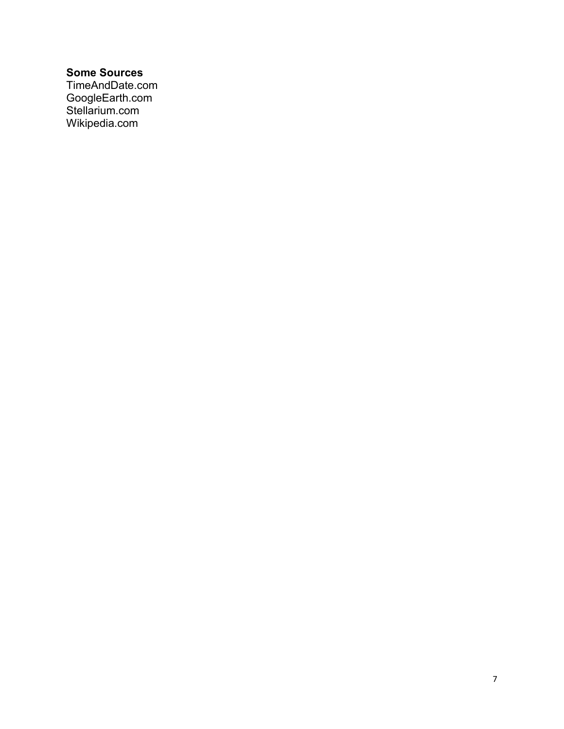**Some Sources**

TimeAndDate.com
GoogleEarth.com
Stellarium.com
Wikipedia.com